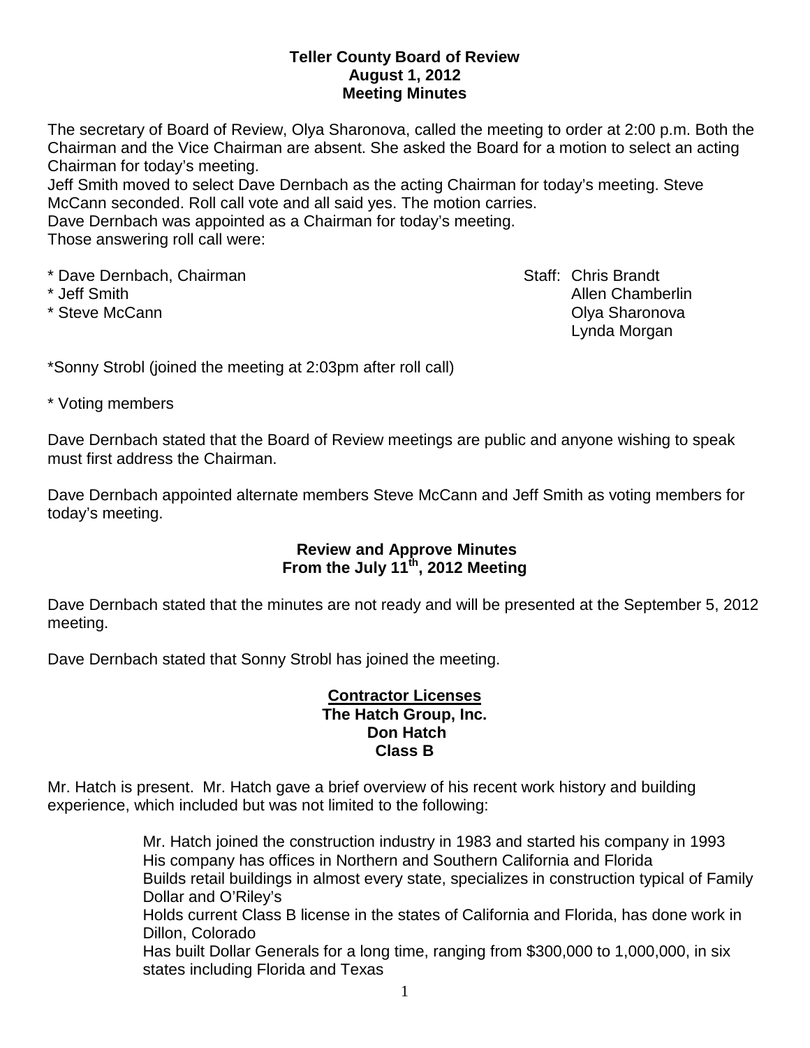**Teller County Board of Review**
**August 1, 2012**
**Meeting Minutes**

The secretary of Board of Review, Olya Sharonova, called the meeting to order at 2:00 p.m. Both the Chairman and the Vice Chairman are absent. She asked the Board for a motion to select an acting Chairman for today's meeting.

Jeff Smith moved to select Dave Dernbach as the acting Chairman for today's meeting. Steve McCann seconded. Roll call vote and all said yes. The motion carries.

Dave Dernbach was appointed as a Chairman for today's meeting.

Those answering roll call were:

* Dave Dernbach, Chairman
* Jeff Smith
* Steve McCann

Staff: Chris Brandt
Allen Chamberlin
Olya Sharonova
Lynda Morgan

*Sonny Strobl (joined the meeting at 2:03pm after roll call)

\* Voting members

Dave Dernbach stated that the Board of Review meetings are public and anyone wishing to speak must first address the Chairman.

Dave Dernbach appointed alternate members Steve McCann and Jeff Smith as voting members for today's meeting.

**Review and Approve Minutes**
**From the July 11th, 2012 Meeting**

Dave Dernbach stated that the minutes are not ready and will be presented at the September 5, 2012 meeting.

Dave Dernbach stated that Sonny Strobl has joined the meeting.

**Contractor Licenses**
**The Hatch Group, Inc.**
**Don Hatch**
**Class B**

Mr. Hatch is present. Mr. Hatch gave a brief overview of his recent work history and building experience, which included but was not limited to the following:

Mr. Hatch joined the construction industry in 1983 and started his company in 1993
His company has offices in Northern and Southern California and Florida
Builds retail buildings in almost every state, specializes in construction typical of Family Dollar and O'Riley's
Holds current Class B license in the states of California and Florida, has done work in Dillon, Colorado
Has built Dollar Generals for a long time, ranging from $300,000 to 1,000,000, in six states including Florida and Texas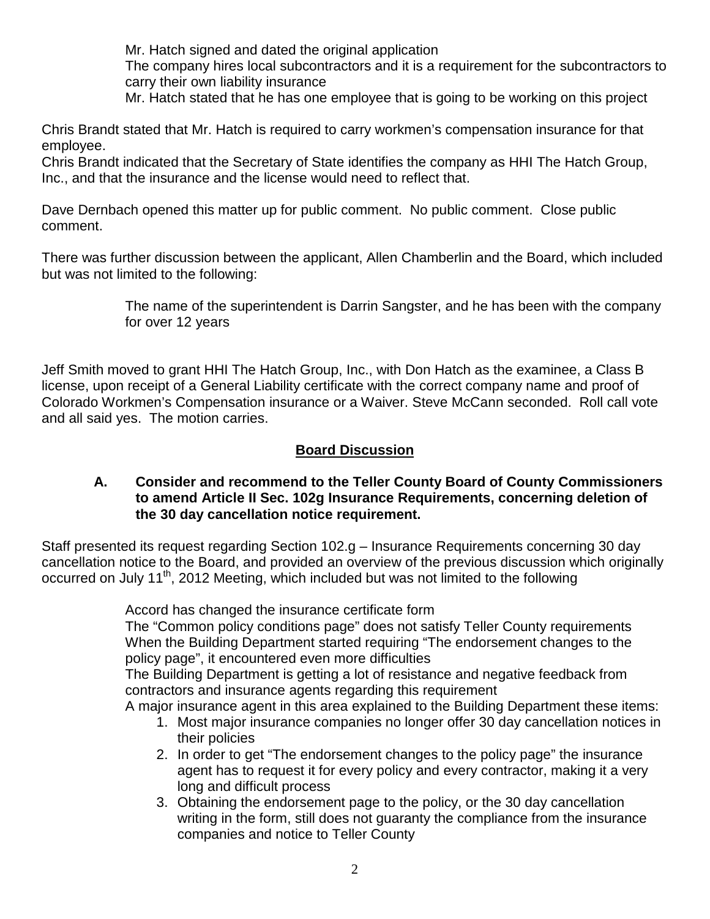Mr. Hatch signed and dated the original application

The company hires local subcontractors and it is a requirement for the subcontractors to carry their own liability insurance

Mr. Hatch stated that he has one employee that is going to be working on this project

Chris Brandt stated that Mr. Hatch is required to carry workmen's compensation insurance for that employee.

Chris Brandt indicated that the Secretary of State identifies the company as HHI The Hatch Group, Inc., and that the insurance and the license would need to reflect that.

Dave Dernbach opened this matter up for public comment. No public comment. Close public comment.

There was further discussion between the applicant, Allen Chamberlin and the Board, which included but was not limited to the following:

The name of the superintendent is Darrin Sangster, and he has been with the company for over 12 years

Jeff Smith moved to grant HHI The Hatch Group, Inc., with Don Hatch as the examinee, a Class B license, upon receipt of a General Liability certificate with the correct company name and proof of Colorado Workmen's Compensation insurance or a Waiver. Steve McCann seconded. Roll call vote and all said yes. The motion carries.

## Board Discussion

**A. Consider and recommend to the Teller County Board of County Commissioners to amend Article II Sec. 102g Insurance Requirements, concerning deletion of the 30 day cancellation notice requirement.**

Staff presented its request regarding Section 102.g – Insurance Requirements concerning 30 day cancellation notice to the Board, and provided an overview of the previous discussion which originally occurred on July 11th, 2012 Meeting, which included but was not limited to the following

Accord has changed the insurance certificate form

The "Common policy conditions page" does not satisfy Teller County requirements

When the Building Department started requiring "The endorsement changes to the policy page", it encountered even more difficulties

The Building Department is getting a lot of resistance and negative feedback from contractors and insurance agents regarding this requirement

A major insurance agent in this area explained to the Building Department these items:

1. Most major insurance companies no longer offer 30 day cancellation notices in their policies
2. In order to get "The endorsement changes to the policy page" the insurance agent has to request it for every policy and every contractor, making it a very long and difficult process
3. Obtaining the endorsement page to the policy, or the 30 day cancellation writing in the form, still does not guaranty the compliance from the insurance companies and notice to Teller County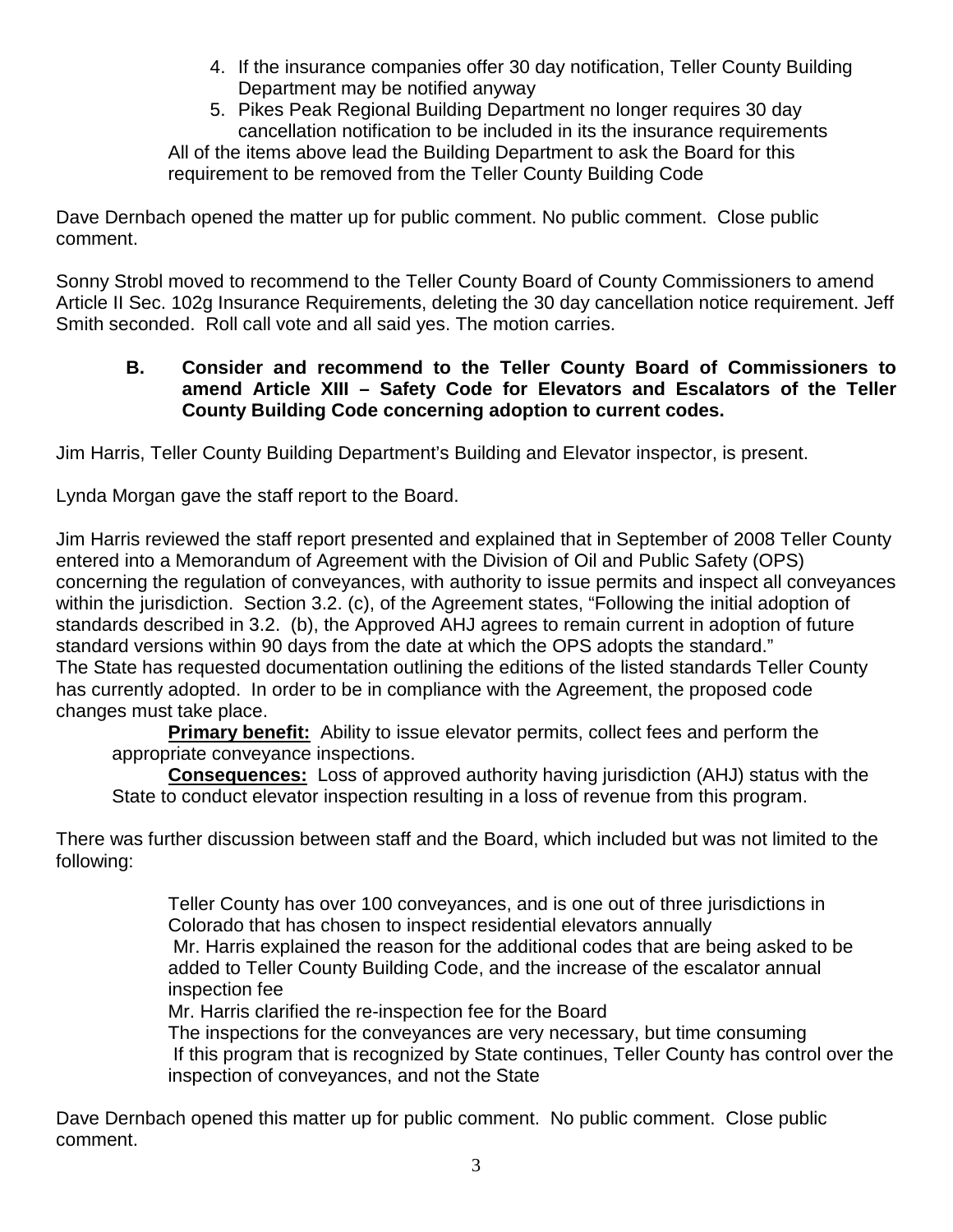4. If the insurance companies offer 30 day notification, Teller County Building Department may be notified anyway
5. Pikes Peak Regional Building Department no longer requires 30 day cancellation notification to be included in its the insurance requirements

All of the items above lead the Building Department to ask the Board for this requirement to be removed from the Teller County Building Code

Dave Dernbach opened the matter up for public comment. No public comment. Close public comment.

Sonny Strobl moved to recommend to the Teller County Board of County Commissioners to amend Article II Sec. 102g Insurance Requirements, deleting the 30 day cancellation notice requirement. Jeff Smith seconded. Roll call vote and all said yes. The motion carries.

**B. Consider and recommend to the Teller County Board of Commissioners to amend Article XIII – Safety Code for Elevators and Escalators of the Teller County Building Code concerning adoption to current codes.**

Jim Harris, Teller County Building Department's Building and Elevator inspector, is present.

Lynda Morgan gave the staff report to the Board.

Jim Harris reviewed the staff report presented and explained that in September of 2008 Teller County entered into a Memorandum of Agreement with the Division of Oil and Public Safety (OPS) concerning the regulation of conveyances, with authority to issue permits and inspect all conveyances within the jurisdiction. Section 3.2. (c), of the Agreement states, "Following the initial adoption of standards described in 3.2. (b), the Approved AHJ agrees to remain current in adoption of future standard versions within 90 days from the date at which the OPS adopts the standard." The State has requested documentation outlining the editions of the listed standards Teller County has currently adopted. In order to be in compliance with the Agreement, the proposed code changes must take place.

**Primary benefit:** Ability to issue elevator permits, collect fees and perform the appropriate conveyance inspections.

**Consequences:** Loss of approved authority having jurisdiction (AHJ) status with the State to conduct elevator inspection resulting in a loss of revenue from this program.

There was further discussion between staff and the Board, which included but was not limited to the following:

Teller County has over 100 conveyances, and is one out of three jurisdictions in Colorado that has chosen to inspect residential elevators annually
Mr. Harris explained the reason for the additional codes that are being asked to be added to Teller County Building Code, and the increase of the escalator annual inspection fee
Mr. Harris clarified the re-inspection fee for the Board
The inspections for the conveyances are very necessary, but time consuming
If this program that is recognized by State continues, Teller County has control over the inspection of conveyances, and not the State

Dave Dernbach opened this matter up for public comment. No public comment. Close public comment.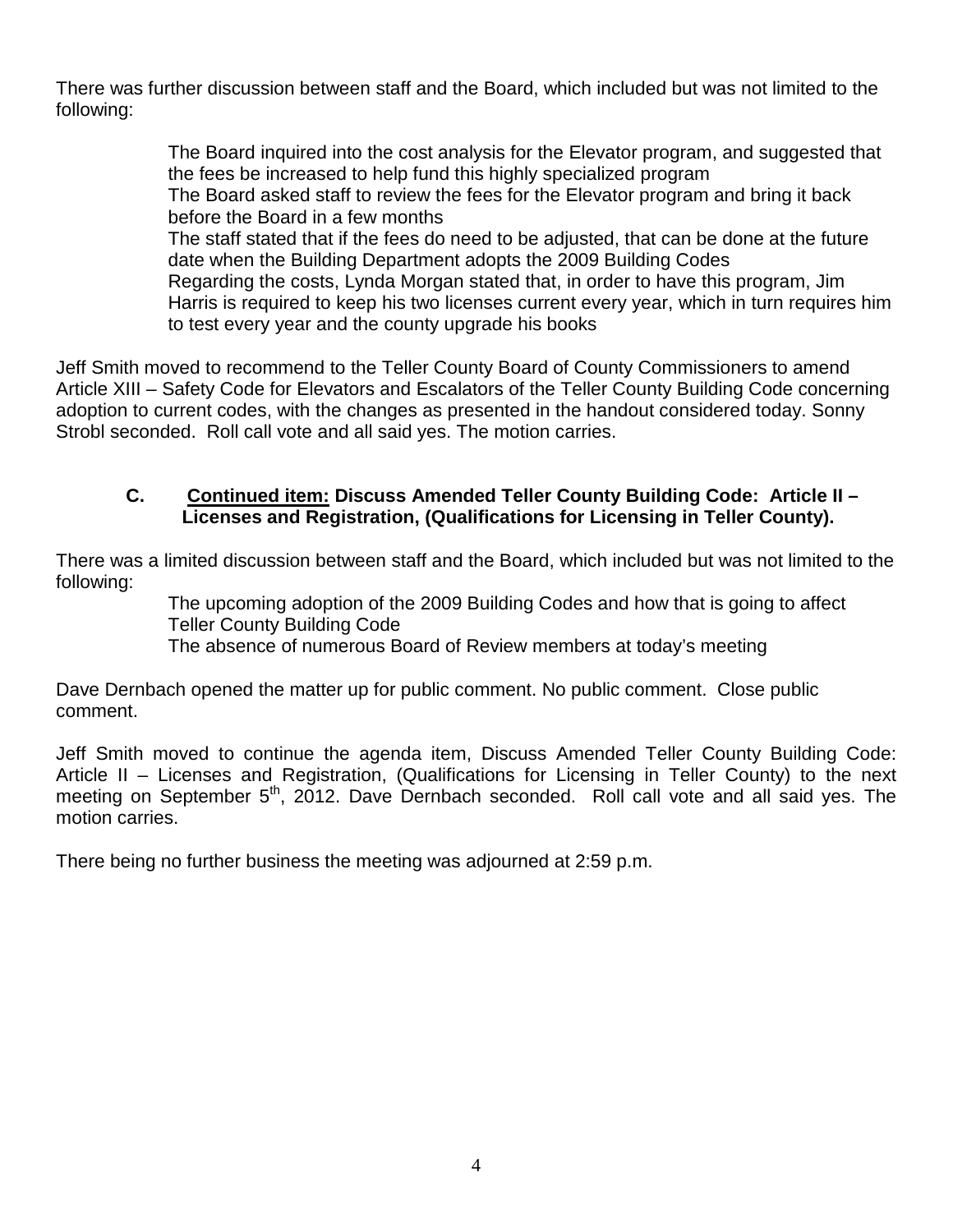There was further discussion between staff and the Board, which included but was not limited to the following:

- The Board inquired into the cost analysis for the Elevator program, and suggested that the fees be increased to help fund this highly specialized program
- The Board asked staff to review the fees for the Elevator program and bring it back before the Board in a few months
- The staff stated that if the fees do need to be adjusted, that can be done at the future date when the Building Department adopts the 2009 Building Codes
- Regarding the costs, Lynda Morgan stated that, in order to have this program, Jim Harris is required to keep his two licenses current every year, which in turn requires him to test every year and the county upgrade his books

Jeff Smith moved to recommend to the Teller County Board of County Commissioners to amend Article XIII – Safety Code for Elevators and Escalators of the Teller County Building Code concerning adoption to current codes, with the changes as presented in the handout considered today. Sonny Strobl seconded. Roll call vote and all said yes. The motion carries.

### C. <u>Continued item:</u> Discuss Amended Teller County Building Code: Article II – Licenses and Registration, (Qualifications for Licensing in Teller County).

There was a limited discussion between staff and the Board, which included but was not limited to the following:

- The upcoming adoption of the 2009 Building Codes and how that is going to affect Teller County Building Code
- The absence of numerous Board of Review members at today's meeting

Dave Dernbach opened the matter up for public comment. No public comment. Close public comment.

Jeff Smith moved to continue the agenda item, Discuss Amended Teller County Building Code: Article II – Licenses and Registration, (Qualifications for Licensing in Teller County) to the next meeting on September 5th, 2012. Dave Dernbach seconded. Roll call vote and all said yes. The motion carries.

There being no further business the meeting was adjourned at 2:59 p.m.